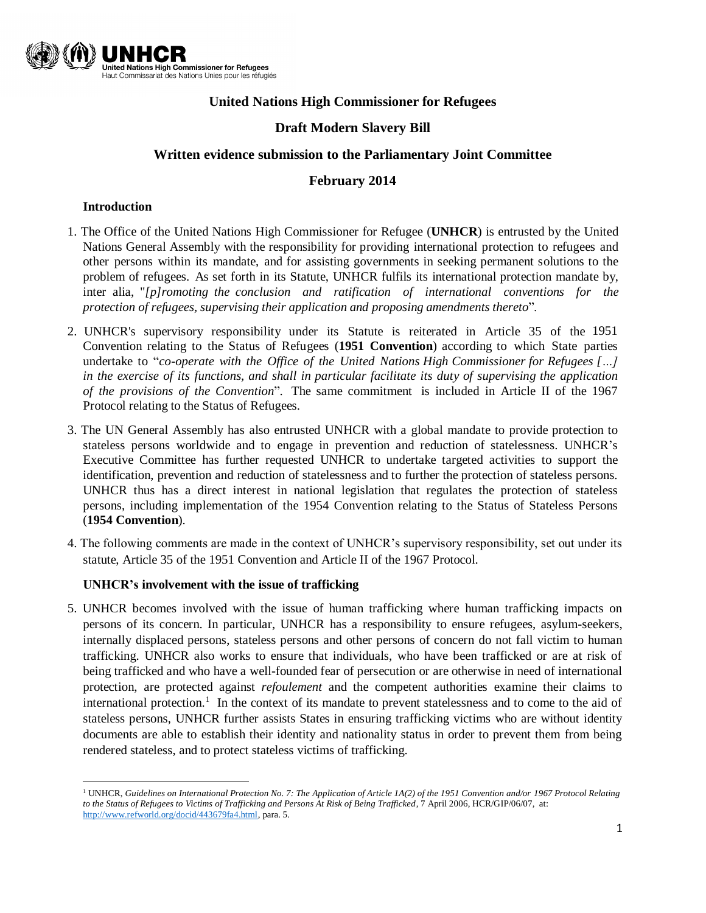# United Nations High Commissioner for Refugees

## Draft Modern Slavery Bill

## Written evidence submission to the Parliamentary Joint Committee

## February 2014

### Introduction

1. The Office of the United Nations High Commissioner for Refugee (**UNHCR**) is entrusted by the United Nations General Assembly with the responsibility for providing international protection to refugees and other persons within its mandate, and for assisting governments in seeking permanent solutions to the problem of refugees. As set forth in its Statute, UNHCR fulfils its international protection mandate by, inter alia, "*[p]romoting the conclusion and ratification of international conventions for the protection of refugees, supervising their application and proposing amendments thereto*".

2. UNHCR's supervisory responsibility under its Statute is reiterated in Article 35 of the 1951 Convention relating to the Status of Refugees (**1951 Convention**) according to which State parties undertake to "*co-operate with the Office of the United Nations High Commissioner for Refugees […] in the exercise of its functions, and shall in particular facilitate its duty of supervising the application of the provisions of the Convention*". The same commitment is included in Article II of the 1967 Protocol relating to the Status of Refugees.

3. The UN General Assembly has also entrusted UNHCR with a global mandate to provide protection to stateless persons worldwide and to engage in prevention and reduction of statelessness. UNHCR's Executive Committee has further requested UNHCR to undertake targeted activities to support the identification, prevention and reduction of statelessness and to further the protection of stateless persons. UNHCR thus has a direct interest in national legislation that regulates the protection of stateless persons, including implementation of the 1954 Convention relating to the Status of Stateless Persons (**1954 Convention**).

4. The following comments are made in the context of UNHCR's supervisory responsibility, set out under its statute, Article 35 of the 1951 Convention and Article II of the 1967 Protocol.

### UNHCR's involvement with the issue of trafficking

5. UNHCR becomes involved with the issue of human trafficking where human trafficking impacts on persons of its concern. In particular, UNHCR has a responsibility to ensure refugees, asylum-seekers, internally displaced persons, stateless persons and other persons of concern do not fall victim to human trafficking. UNHCR also works to ensure that individuals, who have been trafficked or are at risk of being trafficked and who have a well-founded fear of persecution or are otherwise in need of international protection, are protected against *refoulement* and the competent authorities examine their claims to international protection.[1] In the context of its mandate to prevent statelessness and to come to the aid of stateless persons, UNHCR further assists States in ensuring trafficking victims who are without identity documents are able to establish their identity and nationality status in order to prevent them from being rendered stateless, and to protect stateless victims of trafficking.

---

[1] UNHCR, *Guidelines on International Protection No. 7: The Application of Article 1A(2) of the 1951 Convention and/or 1967 Protocol Relating to the Status of Refugees to Victims of Trafficking and Persons At Risk of Being Trafficked*, 7 April 2006, HCR/GIP/06/07, at: http://www.refworld.org/docid/443679fa4.html, para. 5.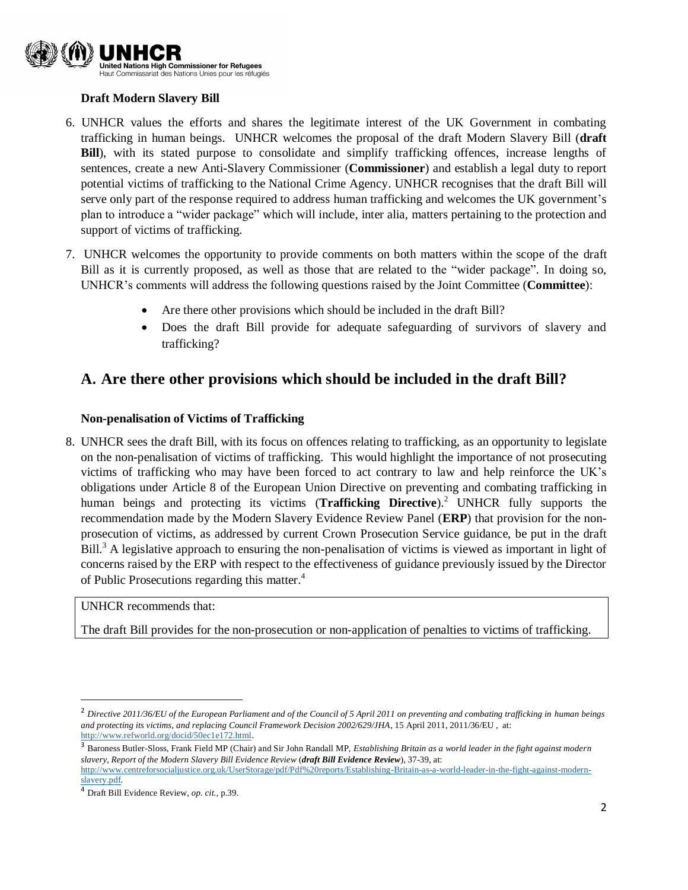**Draft Modern Slavery Bill**

6. UNHCR values the efforts and shares the legitimate interest of the UK Government in combating trafficking in human beings. UNHCR welcomes the proposal of the draft Modern Slavery Bill (**draft Bill**), with its stated purpose to consolidate and simplify trafficking offences, increase lengths of sentences, create a new Anti-Slavery Commissioner (**Commissioner**) and establish a legal duty to report potential victims of trafficking to the National Crime Agency. UNHCR recognises that the draft Bill will serve only part of the response required to address human trafficking and welcomes the UK government's plan to introduce a "wider package" which will include, inter alia, matters pertaining to the protection and support of victims of trafficking.

7. UNHCR welcomes the opportunity to provide comments on both matters within the scope of the draft Bill as it is currently proposed, as well as those that are related to the "wider package". In doing so, UNHCR's comments will address the following questions raised by the Joint Committee (**Committee**):

    - Are there other provisions which should be included in the draft Bill?
    - Does the draft Bill provide for adequate safeguarding of survivors of slavery and trafficking?

## A. Are there other provisions which should be included in the draft Bill?

**Non-penalisation of Victims of Trafficking**

8. UNHCR sees the draft Bill, with its focus on offences relating to trafficking, as an opportunity to legislate on the non-penalisation of victims of trafficking. This would highlight the importance of not prosecuting victims of trafficking who may have been forced to act contrary to law and help reinforce the UK's obligations under Article 8 of the European Union Directive on preventing and combating trafficking in human beings and protecting its victims (**Trafficking Directive**).[2] UNHCR fully supports the recommendation made by the Modern Slavery Evidence Review Panel (**ERP**) that provision for the non-prosecution of victims, as addressed by current Crown Prosecution Service guidance, be put in the draft Bill.[3] A legislative approach to ensuring the non-penalisation of victims is viewed as important in light of concerns raised by the ERP with respect to the effectiveness of guidance previously issued by the Director of Public Prosecutions regarding this matter.[4]

> UNHCR recommends that:
>
> The draft Bill provides for the non-prosecution or non-application of penalties to victims of trafficking.

---

[2] *Directive 2011/36/EU of the European Parliament and of the Council of 5 April 2011 on preventing and combating trafficking in human beings and protecting its victims, and replacing Council Framework Decision 2002/629/JHA*, 15 April 2011, 2011/36/EU , at: http://www.refworld.org/docid/50ec1e172.html.

[3] Baroness Butler-Sloss, Frank Field MP (Chair) and Sir John Randall MP, *Establishing Britain as a world leader in the fight against modern slavery, Report of the Modern Slavery Bill Evidence Review* (***draft Bill Evidence Review***), 37-39, at: http://www.centreforsocialjustice.org.uk/UserStorage/pdf/Pdf%20reports/Establishing-Britain-as-a-world-leader-in-the-fight-against-modern-slavery.pdf.

[4] Draft Bill Evidence Review, *op. cit.,* p.39.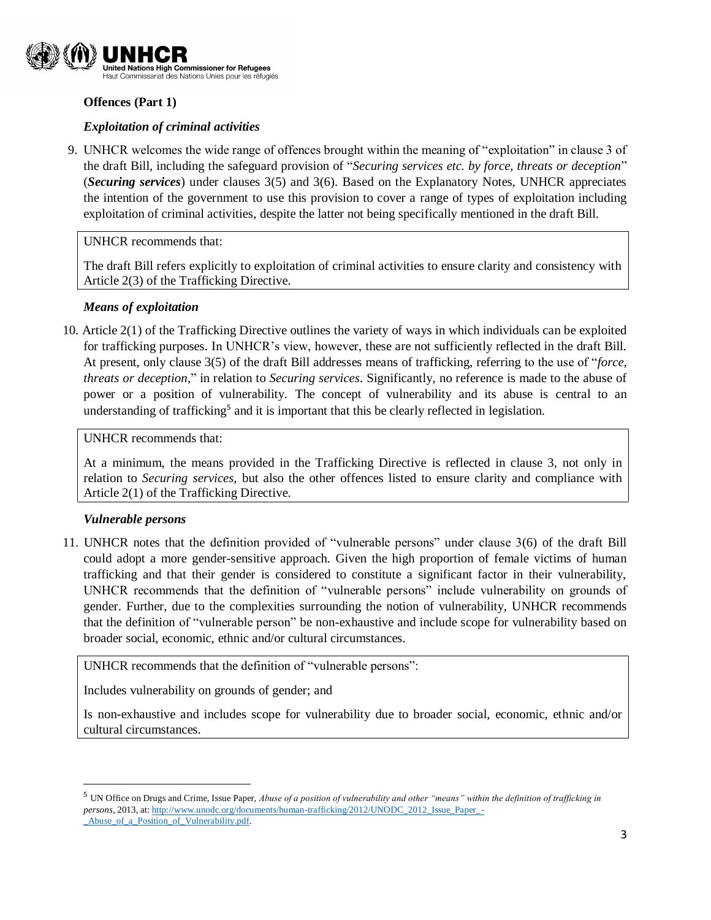## Offences (Part 1)

### *Exploitation of criminal activities*

9. UNHCR welcomes the wide range of offences brought within the meaning of "exploitation" in clause 3 of the draft Bill, including the safeguard provision of "*Securing services etc. by force, threats or deception*" (***Securing services***) under clauses 3(5) and 3(6). Based on the Explanatory Notes, UNHCR appreciates the intention of the government to use this provision to cover a range of types of exploitation including exploitation of criminal activities, despite the latter not being specifically mentioned in the draft Bill.

> UNHCR recommends that:
>
> The draft Bill refers explicitly to exploitation of criminal activities to ensure clarity and consistency with Article 2(3) of the Trafficking Directive.

### *Means of exploitation*

10. Article 2(1) of the Trafficking Directive outlines the variety of ways in which individuals can be exploited for trafficking purposes. In UNHCR's view, however, these are not sufficiently reflected in the draft Bill. At present, only clause 3(5) of the draft Bill addresses means of trafficking, referring to the use of "*force, threats or deception*," in relation to *Securing services*. Significantly, no reference is made to the abuse of power or a position of vulnerability. The concept of vulnerability and its abuse is central to an understanding of trafficking[5] and it is important that this be clearly reflected in legislation.

> UNHCR recommends that:
>
> At a minimum, the means provided in the Trafficking Directive is reflected in clause 3, not only in relation to *Securing services*, but also the other offences listed to ensure clarity and compliance with Article 2(1) of the Trafficking Directive.

### *Vulnerable persons*

11. UNHCR notes that the definition provided of "vulnerable persons" under clause 3(6) of the draft Bill could adopt a more gender-sensitive approach. Given the high proportion of female victims of human trafficking and that their gender is considered to constitute a significant factor in their vulnerability, UNHCR recommends that the definition of "vulnerable persons" include vulnerability on grounds of gender. Further, due to the complexities surrounding the notion of vulnerability, UNHCR recommends that the definition of "vulnerable person" be non-exhaustive and include scope for vulnerability based on broader social, economic, ethnic and/or cultural circumstances.

> UNHCR recommends that the definition of "vulnerable persons":
>
> Includes vulnerability on grounds of gender; and
>
> Is non-exhaustive and includes scope for vulnerability due to broader social, economic, ethnic and/or cultural circumstances.

---

[5] UN Office on Drugs and Crime, Issue Paper, *Abuse of a position of vulnerability and other "means" within the definition of trafficking in persons*, 2013, at: http://www.unodc.org/documents/human-trafficking/2012/UNODC_2012_Issue_Paper_-_Abuse_of_a_Position_of_Vulnerability.pdf.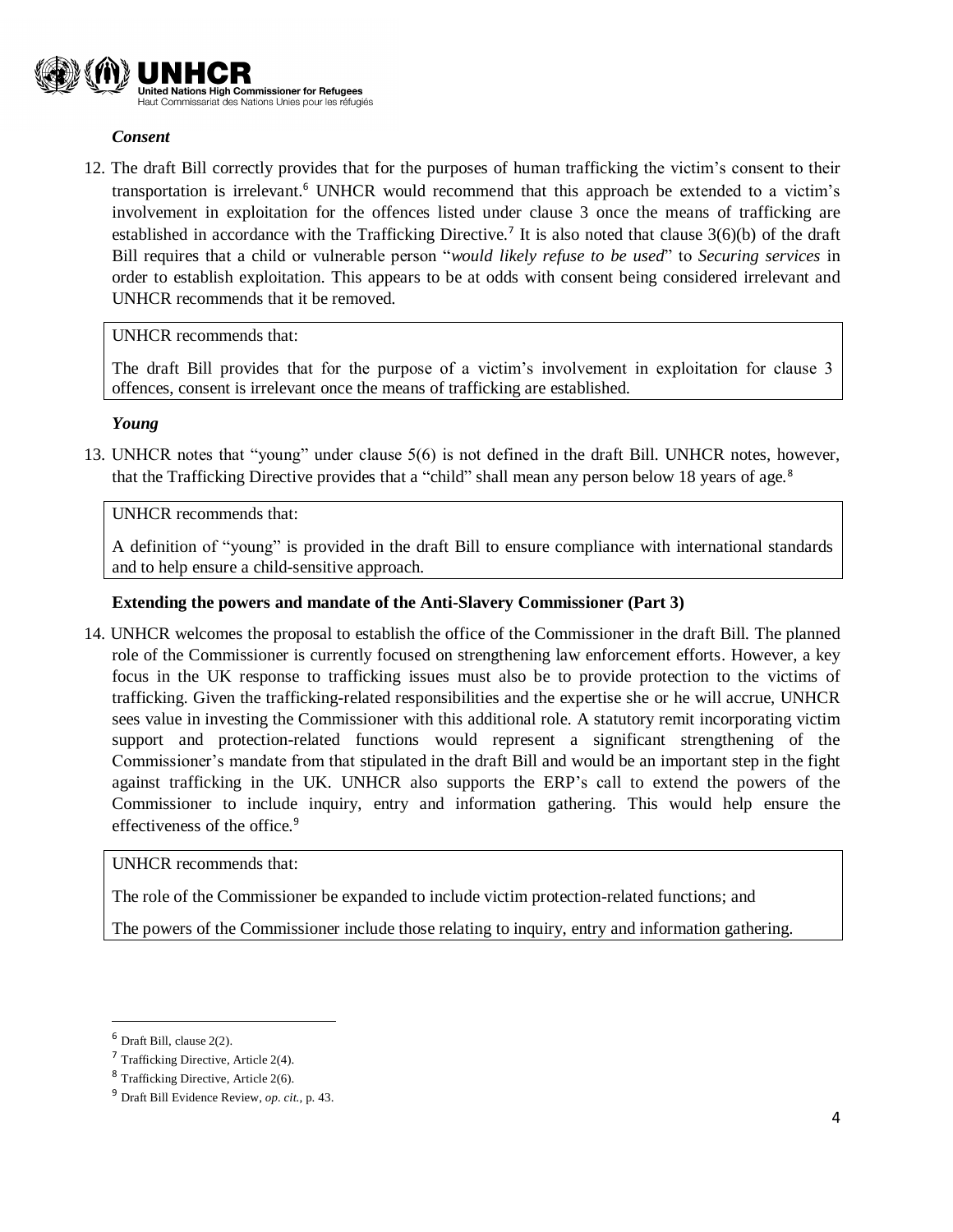***Consent***

12. The draft Bill correctly provides that for the purposes of human trafficking the victim's consent to their transportation is irrelevant.[6] UNHCR would recommend that this approach be extended to a victim's involvement in exploitation for the offences listed under clause 3 once the means of trafficking are established in accordance with the Trafficking Directive.[7] It is also noted that clause 3(6)(b) of the draft Bill requires that a child or vulnerable person "*would likely refuse to be used*" to *Securing services* in order to establish exploitation. This appears to be at odds with consent being considered irrelevant and UNHCR recommends that it be removed.

> UNHCR recommends that:
>
> The draft Bill provides that for the purpose of a victim's involvement in exploitation for clause 3 offences, consent is irrelevant once the means of trafficking are established.

***Young***

13. UNHCR notes that "young" under clause 5(6) is not defined in the draft Bill. UNHCR notes, however, that the Trafficking Directive provides that a "child" shall mean any person below 18 years of age.[8]

> UNHCR recommends that:
>
> A definition of "young" is provided in the draft Bill to ensure compliance with international standards and to help ensure a child-sensitive approach.

**Extending the powers and mandate of the Anti-Slavery Commissioner (Part 3)**

14. UNHCR welcomes the proposal to establish the office of the Commissioner in the draft Bill. The planned role of the Commissioner is currently focused on strengthening law enforcement efforts. However, a key focus in the UK response to trafficking issues must also be to provide protection to the victims of trafficking. Given the trafficking-related responsibilities and the expertise she or he will accrue, UNHCR sees value in investing the Commissioner with this additional role. A statutory remit incorporating victim support and protection-related functions would represent a significant strengthening of the Commissioner's mandate from that stipulated in the draft Bill and would be an important step in the fight against trafficking in the UK. UNHCR also supports the ERP's call to extend the powers of the Commissioner to include inquiry, entry and information gathering. This would help ensure the effectiveness of the office.[9]

> UNHCR recommends that:
>
> The role of the Commissioner be expanded to include victim protection-related functions; and
>
> The powers of the Commissioner include those relating to inquiry, entry and information gathering.

---

[6] Draft Bill, clause 2(2).

[7] Trafficking Directive, Article 2(4).

[8] Trafficking Directive, Article 2(6).

[9] Draft Bill Evidence Review, *op. cit.,* p. 43.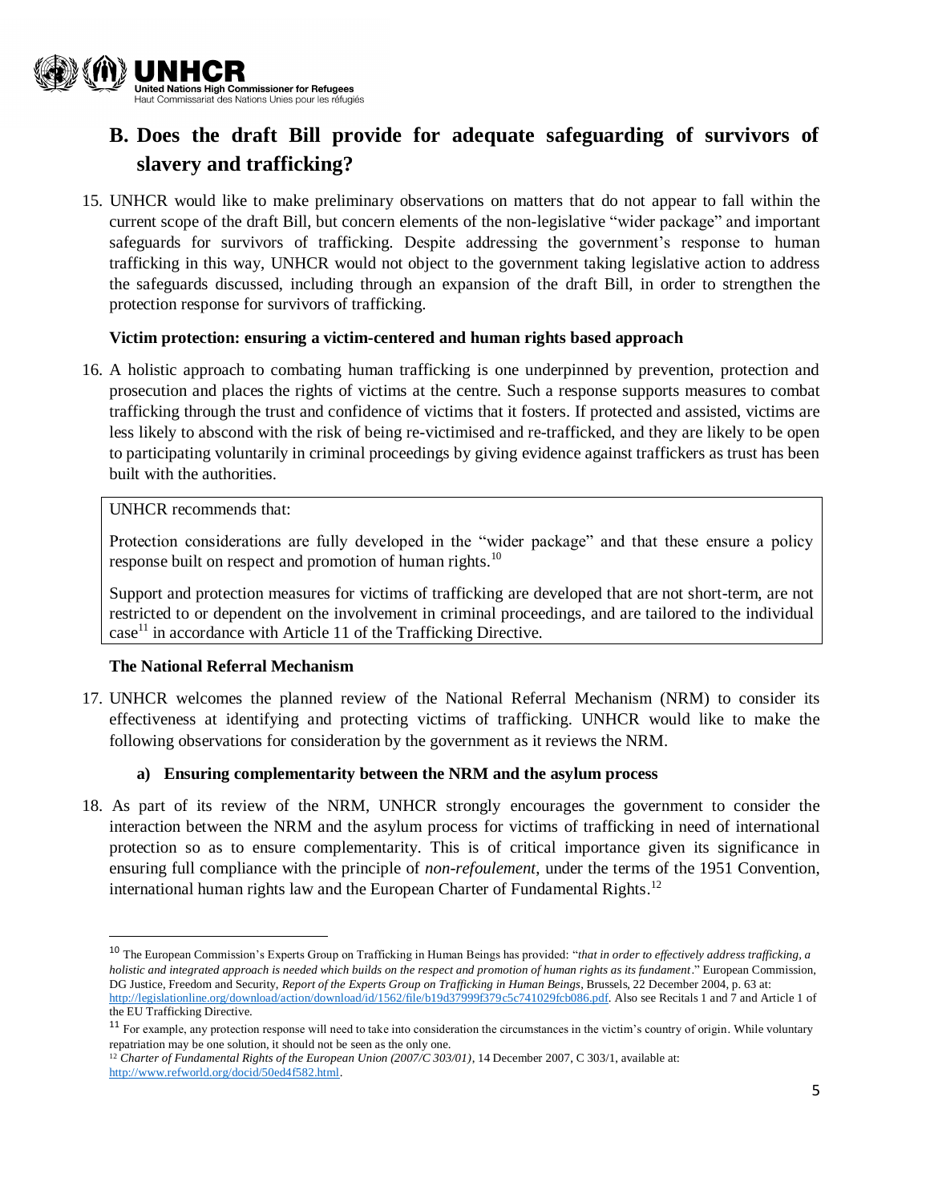## B. Does the draft Bill provide for adequate safeguarding of survivors of slavery and trafficking?

15. UNHCR would like to make preliminary observations on matters that do not appear to fall within the current scope of the draft Bill, but concern elements of the non-legislative "wider package" and important safeguards for survivors of trafficking. Despite addressing the government's response to human trafficking in this way, UNHCR would not object to the government taking legislative action to address the safeguards discussed, including through an expansion of the draft Bill, in order to strengthen the protection response for survivors of trafficking.

**Victim protection: ensuring a victim-centered and human rights based approach**

16. A holistic approach to combating human trafficking is one underpinned by prevention, protection and prosecution and places the rights of victims at the centre. Such a response supports measures to combat trafficking through the trust and confidence of victims that it fosters. If protected and assisted, victims are less likely to abscond with the risk of being re-victimised and re-trafficked, and they are likely to be open to participating voluntarily in criminal proceedings by giving evidence against traffickers as trust has been built with the authorities.

> UNHCR recommends that:
>
> Protection considerations are fully developed in the "wider package" and that these ensure a policy response built on respect and promotion of human rights.[10]
>
> Support and protection measures for victims of trafficking are developed that are not short-term, are not restricted to or dependent on the involvement in criminal proceedings, and are tailored to the individual case[11] in accordance with Article 11 of the Trafficking Directive.

**The National Referral Mechanism**

17. UNHCR welcomes the planned review of the National Referral Mechanism (NRM) to consider its effectiveness at identifying and protecting victims of trafficking. UNHCR would like to make the following observations for consideration by the government as it reviews the NRM.

**a) Ensuring complementarity between the NRM and the asylum process**

18. As part of its review of the NRM, UNHCR strongly encourages the government to consider the interaction between the NRM and the asylum process for victims of trafficking in need of international protection so as to ensure complementarity. This is of critical importance given its significance in ensuring full compliance with the principle of *non-refoulement*, under the terms of the 1951 Convention, international human rights law and the European Charter of Fundamental Rights.[12]

---

[10] The European Commission's Experts Group on Trafficking in Human Beings has provided: "*that in order to effectively address trafficking, a holistic and integrated approach is needed which builds on the respect and promotion of human rights as its fundament*." European Commission, DG Justice, Freedom and Security, *Report of the Experts Group on Trafficking in Human Beings*, Brussels, 22 December 2004, p. 63 at: http://legislationline.org/download/action/download/id/1562/file/b19d37999f379c5c741029fcb086.pdf. Also see Recitals 1 and 7 and Article 1 of the EU Trafficking Directive.

[11] For example, any protection response will need to take into consideration the circumstances in the victim's country of origin. While voluntary repatriation may be one solution, it should not be seen as the only one.

[12] *Charter of Fundamental Rights of the European Union (2007/C 303/01)*, 14 December 2007, C 303/1, available at: http://www.refworld.org/docid/50ed4f582.html.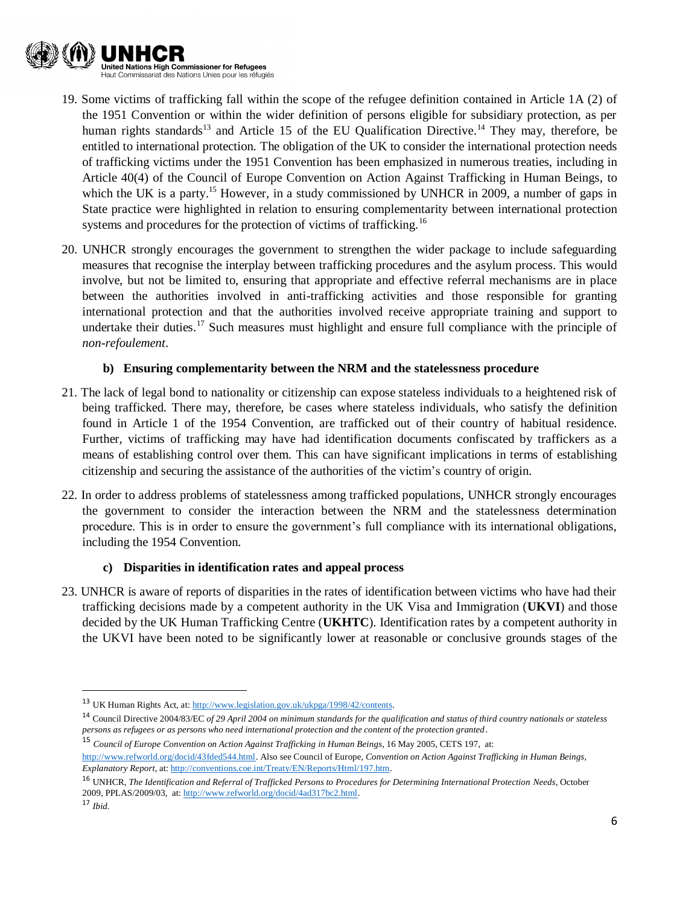19. Some victims of trafficking fall within the scope of the refugee definition contained in Article 1A (2) of the 1951 Convention or within the wider definition of persons eligible for subsidiary protection, as per human rights standards[13] and Article 15 of the EU Qualification Directive.[14] They may, therefore, be entitled to international protection. The obligation of the UK to consider the international protection needs of trafficking victims under the 1951 Convention has been emphasized in numerous treaties, including in Article 40(4) of the Council of Europe Convention on Action Against Trafficking in Human Beings, to which the UK is a party.[15] However, in a study commissioned by UNHCR in 2009, a number of gaps in State practice were highlighted in relation to ensuring complementarity between international protection systems and procedures for the protection of victims of trafficking.[16]

20. UNHCR strongly encourages the government to strengthen the wider package to include safeguarding measures that recognise the interplay between trafficking procedures and the asylum process. This would involve, but not be limited to, ensuring that appropriate and effective referral mechanisms are in place between the authorities involved in anti-trafficking activities and those responsible for granting international protection and that the authorities involved receive appropriate training and support to undertake their duties.[17] Such measures must highlight and ensure full compliance with the principle of *non-refoulement*.

#### b) Ensuring complementarity between the NRM and the statelessness procedure

21. The lack of legal bond to nationality or citizenship can expose stateless individuals to a heightened risk of being trafficked. There may, therefore, be cases where stateless individuals, who satisfy the definition found in Article 1 of the 1954 Convention, are trafficked out of their country of habitual residence. Further, victims of trafficking may have had identification documents confiscated by traffickers as a means of establishing control over them. This can have significant implications in terms of establishing citizenship and securing the assistance of the authorities of the victim's country of origin.

22. In order to address problems of statelessness among trafficked populations, UNHCR strongly encourages the government to consider the interaction between the NRM and the statelessness determination procedure. This is in order to ensure the government's full compliance with its international obligations, including the 1954 Convention.

#### c) Disparities in identification rates and appeal process

23. UNHCR is aware of reports of disparities in the rates of identification between victims who have had their trafficking decisions made by a competent authority in the UK Visa and Immigration (**UKVI**) and those decided by the UK Human Trafficking Centre (**UKHTC**). Identification rates by a competent authority in the UKVI have been noted to be significantly lower at reasonable or conclusive grounds stages of the

---

[13] UK Human Rights Act, at: http://www.legislation.gov.uk/ukpga/1998/42/contents.

[14] Council Directive 2004/83/EC *of 29 April 2004 on minimum standards for the qualification and status of third country nationals or stateless persons as refugees or as persons who need international protection and the content of the protection granted*.

[15] *Council of Europe Convention on Action Against Trafficking in Human Beings*, 16 May 2005, CETS 197, at: http://www.refworld.org/docid/43fded544.html. Also see Council of Europe, *Convention on Action Against Trafficking in Human Beings, Explanatory Report*, at: http://conventions.coe.int/Treaty/EN/Reports/Html/197.htm.

[16] UNHCR, *The Identification and Referral of Trafficked Persons to Procedures for Determining International Protection Needs*, October 2009, PPLAS/2009/03, at: http://www.refworld.org/docid/4ad317bc2.html.

[17] *Ibid.*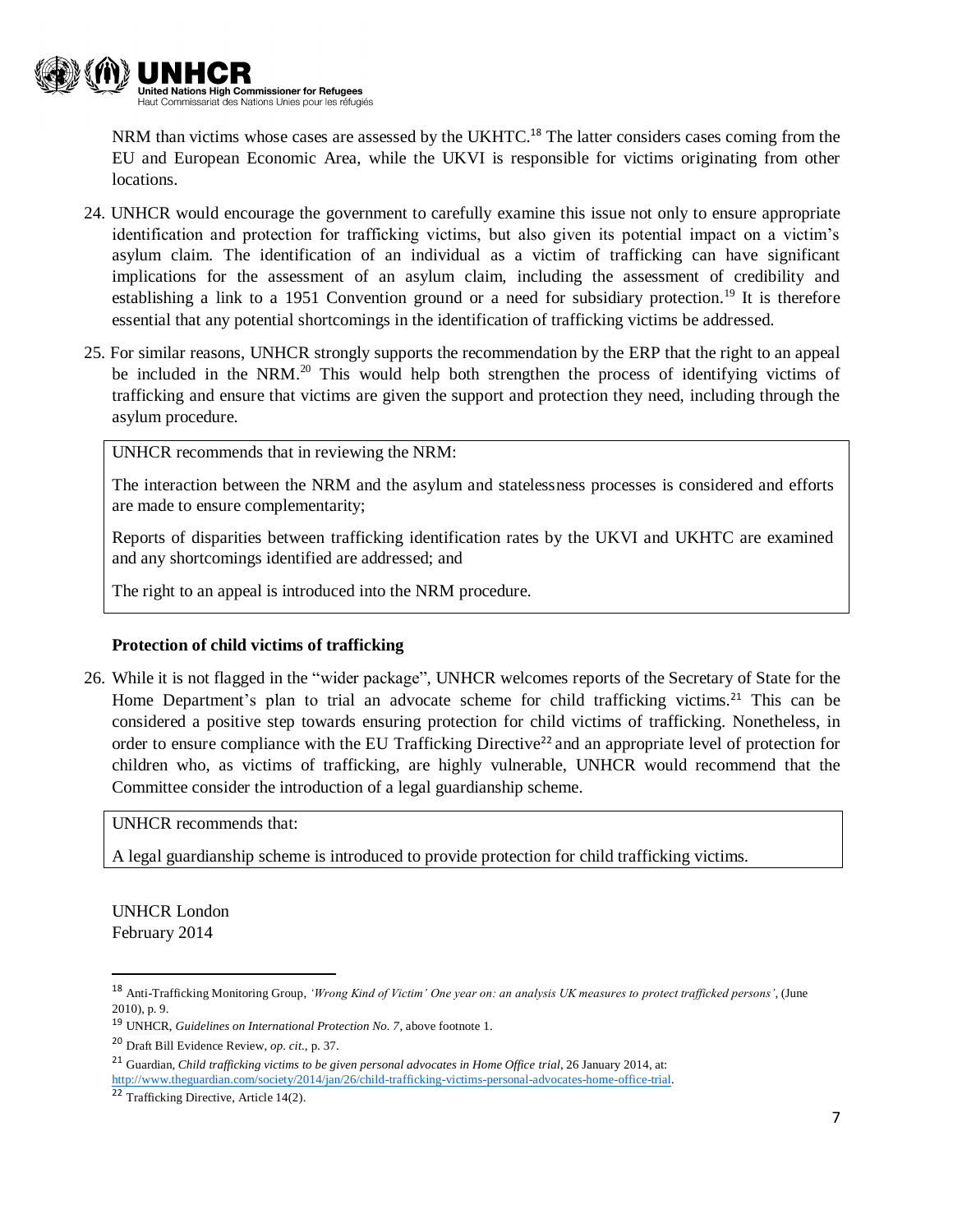NRM than victims whose cases are assessed by the UKHTC.[18] The latter considers cases coming from the EU and European Economic Area, while the UKVI is responsible for victims originating from other locations.

24. UNHCR would encourage the government to carefully examine this issue not only to ensure appropriate identification and protection for trafficking victims, but also given its potential impact on a victim's asylum claim. The identification of an individual as a victim of trafficking can have significant implications for the assessment of an asylum claim, including the assessment of credibility and establishing a link to a 1951 Convention ground or a need for subsidiary protection.[19] It is therefore essential that any potential shortcomings in the identification of trafficking victims be addressed.

25. For similar reasons, UNHCR strongly supports the recommendation by the ERP that the right to an appeal be included in the NRM.[20] This would help both strengthen the process of identifying victims of trafficking and ensure that victims are given the support and protection they need, including through the asylum procedure.

> UNHCR recommends that in reviewing the NRM:
>
> The interaction between the NRM and the asylum and statelessness processes is considered and efforts are made to ensure complementarity;
>
> Reports of disparities between trafficking identification rates by the UKVI and UKHTC are examined and any shortcomings identified are addressed; and
>
> The right to an appeal is introduced into the NRM procedure.

**Protection of child victims of trafficking**

26. While it is not flagged in the "wider package", UNHCR welcomes reports of the Secretary of State for the Home Department's plan to trial an advocate scheme for child trafficking victims.[21] This can be considered a positive step towards ensuring protection for child victims of trafficking. Nonetheless, in order to ensure compliance with the EU Trafficking Directive[22] and an appropriate level of protection for children who, as victims of trafficking, are highly vulnerable, UNHCR would recommend that the Committee consider the introduction of a legal guardianship scheme.

> UNHCR recommends that:
>
> A legal guardianship scheme is introduced to provide protection for child trafficking victims.

UNHCR London
February 2014

---

[18] Anti-Trafficking Monitoring Group, *'Wrong Kind of Victim' One year on: an analysis UK measures to protect trafficked persons'*, (June 2010), p. 9.

[19] UNHCR, *Guidelines on International Protection No. 7*, above footnote 1.

[20] Draft Bill Evidence Review, *op. cit.*, p. 37.

[21] Guardian, *Child trafficking victims to be given personal advocates in Home Office trial*, 26 January 2014, at: http://www.theguardian.com/society/2014/jan/26/child-trafficking-victims-personal-advocates-home-office-trial.

[22] Trafficking Directive, Article 14(2).